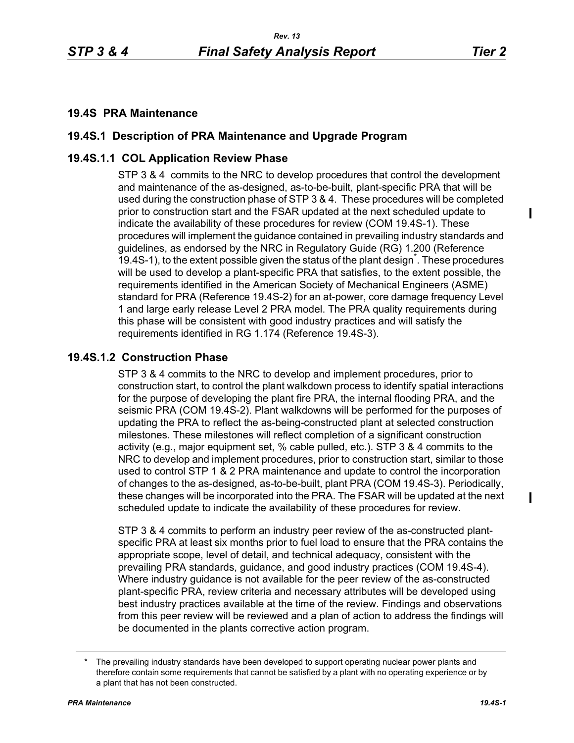## 19.4S PRA Maintenance

## 19.4S.1 Description of PRA Maintenance and Upgrade Program

### 19.4S.1.1 COL Application Review Phase

STP 3 & 4 commits to the NRC to develop procedures that control the development and maintenance of the as-designed, as-to-be-built, plant-specific PRA that will be used during the construction phase of STP 3 & 4. These procedures will be completed prior to construction start and the FSAR updated at the next scheduled update to indicate the availability of these procedures for review (COM 19.4S-1). These procedures will implement the guidance contained in prevailing industry standards and guidelines, as endorsed by the NRC in Regulatory Guide (RG) 1.200 (Reference 19.4S-1), to the extent possible given the status of the plant design*. These procedures will be used to develop a plant-specific PRA that satisfies, to the extent possible, the requirements identified in the American Society of Mechanical Engineers (ASME) standard for PRA (Reference 19.4S-2) for an at-power, core damage frequency Level 1 and large early release Level 2 PRA model. The PRA quality requirements during this phase will be consistent with good industry practices and will satisfy the requirements identified in RG 1.174 (Reference 19.4S-3).

### 19.4S.1.2 Construction Phase

STP 3 & 4 commits to the NRC to develop and implement procedures, prior to construction start, to control the plant walkdown process to identify spatial interactions for the purpose of developing the plant fire PRA, the internal flooding PRA, and the seismic PRA (COM 19.4S-2). Plant walkdowns will be performed for the purposes of updating the PRA to reflect the as-being-constructed plant at selected construction milestones. These milestones will reflect completion of a significant construction activity (e.g., major equipment set, % cable pulled, etc.). STP 3 & 4 commits to the NRC to develop and implement procedures, prior to construction start, similar to those used to control STP 1 & 2 PRA maintenance and update to control the incorporation of changes to the as-designed, as-to-be-built, plant PRA (COM 19.4S-3). Periodically, these changes will be incorporated into the PRA. The FSAR will be updated at the next scheduled update to indicate the availability of these procedures for review.

STP 3 & 4 commits to perform an industry peer review of the as-constructed plant-specific PRA at least six months prior to fuel load to ensure that the PRA contains the appropriate scope, level of detail, and technical adequacy, consistent with the prevailing PRA standards, guidance, and good industry practices (COM 19.4S-4). Where industry guidance is not available for the peer review of the as-constructed plant-specific PRA, review criteria and necessary attributes will be developed using best industry practices available at the time of the review. Findings and observations from this peer review will be reviewed and a plan of action to address the findings will be documented in the plants corrective action program.

* The prevailing industry standards have been developed to support operating nuclear power plants and therefore contain some requirements that cannot be satisfied by a plant with no operating experience or by a plant that has not been constructed.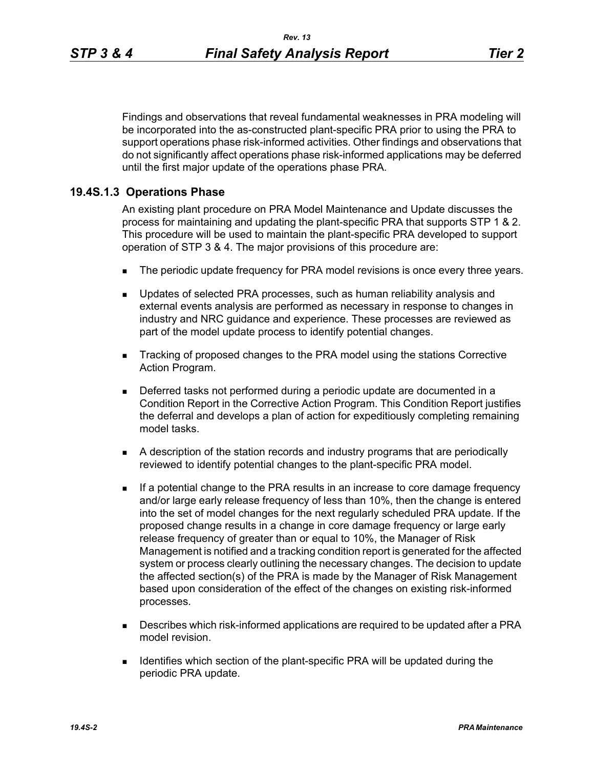Findings and observations that reveal fundamental weaknesses in PRA modeling will be incorporated into the as-constructed plant-specific PRA prior to using the PRA to support operations phase risk-informed activities. Other findings and observations that do not significantly affect operations phase risk-informed applications may be deferred until the first major update of the operations phase PRA.

### 19.4S.1.3 Operations Phase

An existing plant procedure on PRA Model Maintenance and Update discusses the process for maintaining and updating the plant-specific PRA that supports STP 1 & 2. This procedure will be used to maintain the plant-specific PRA developed to support operation of STP 3 & 4. The major provisions of this procedure are:

- The periodic update frequency for PRA model revisions is once every three years.
- Updates of selected PRA processes, such as human reliability analysis and external events analysis are performed as necessary in response to changes in industry and NRC guidance and experience. These processes are reviewed as part of the model update process to identify potential changes.
- Tracking of proposed changes to the PRA model using the stations Corrective Action Program.
- Deferred tasks not performed during a periodic update are documented in a Condition Report in the Corrective Action Program. This Condition Report justifies the deferral and develops a plan of action for expeditiously completing remaining model tasks.
- A description of the station records and industry programs that are periodically reviewed to identify potential changes to the plant-specific PRA model.
- If a potential change to the PRA results in an increase to core damage frequency and/or large early release frequency of less than 10%, then the change is entered into the set of model changes for the next regularly scheduled PRA update. If the proposed change results in a change in core damage frequency or large early release frequency of greater than or equal to 10%, the Manager of Risk Management is notified and a tracking condition report is generated for the affected system or process clearly outlining the necessary changes. The decision to update the affected section(s) of the PRA is made by the Manager of Risk Management based upon consideration of the effect of the changes on existing risk-informed processes.
- Describes which risk-informed applications are required to be updated after a PRA model revision.
- Identifies which section of the plant-specific PRA will be updated during the periodic PRA update.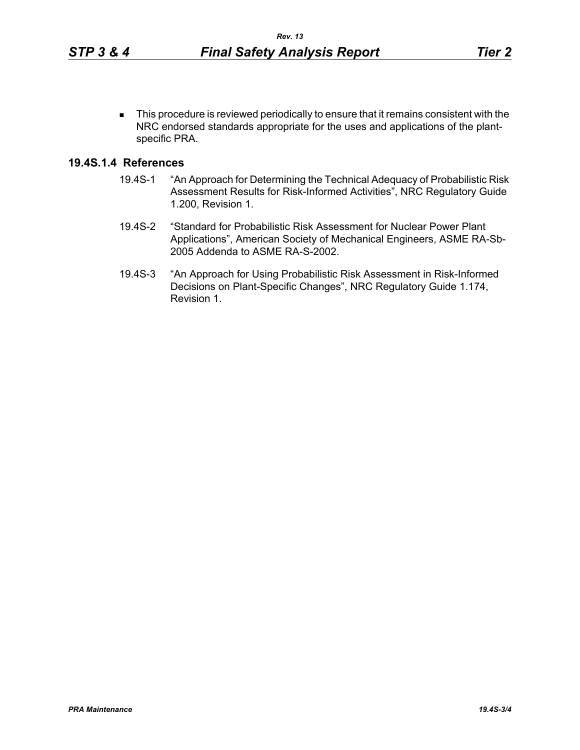- This procedure is reviewed periodically to ensure that it remains consistent with the NRC endorsed standards appropriate for the uses and applications of the plant-specific PRA.

### 19.4S.1.4 References

19.4S-1 "An Approach for Determining the Technical Adequacy of Probabilistic Risk Assessment Results for Risk-Informed Activities", NRC Regulatory Guide 1.200, Revision 1.

19.4S-2 "Standard for Probabilistic Risk Assessment for Nuclear Power Plant Applications", American Society of Mechanical Engineers, ASME RA-Sb-2005 Addenda to ASME RA-S-2002.

19.4S-3 "An Approach for Using Probabilistic Risk Assessment in Risk-Informed Decisions on Plant-Specific Changes", NRC Regulatory Guide 1.174, Revision 1.